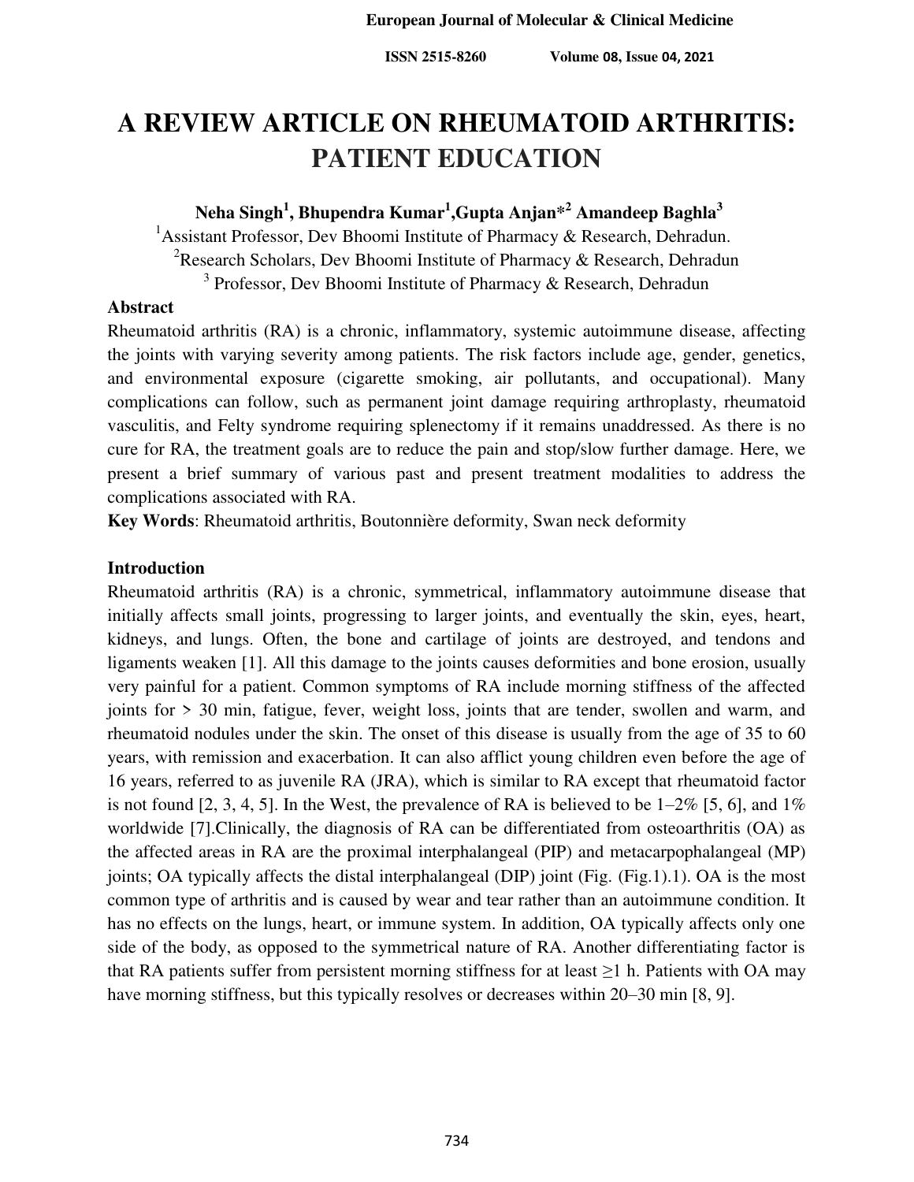# A REVIEW ARTICLE ON RHEUMATOID ARTHRITIS: PATIENT EDUCATION

**Neha Singh[1], Bhupendra Kumar[1], Gupta Anjan*[2] Amandeep Baghla[3]**

[1]Assistant Professor, Dev Bhoomi Institute of Pharmacy & Research, Dehradun.

[2]Research Scholars, Dev Bhoomi Institute of Pharmacy & Research, Dehradun

[3] Professor, Dev Bhoomi Institute of Pharmacy & Research, Dehradun

## Abstract

Rheumatoid arthritis (RA) is a chronic, inflammatory, systemic autoimmune disease, affecting the joints with varying severity among patients. The risk factors include age, gender, genetics, and environmental exposure (cigarette smoking, air pollutants, and occupational). Many complications can follow, such as permanent joint damage requiring arthroplasty, rheumatoid vasculitis, and Felty syndrome requiring splenectomy if it remains unaddressed. As there is no cure for RA, the treatment goals are to reduce the pain and stop/slow further damage. Here, we present a brief summary of various past and present treatment modalities to address the complications associated with RA.

**Key Words**: Rheumatoid arthritis, Boutonnière deformity, Swan neck deformity

## Introduction

Rheumatoid arthritis (RA) is a chronic, symmetrical, inflammatory autoimmune disease that initially affects small joints, progressing to larger joints, and eventually the skin, eyes, heart, kidneys, and lungs. Often, the bone and cartilage of joints are destroyed, and tendons and ligaments weaken [1]. All this damage to the joints causes deformities and bone erosion, usually very painful for a patient. Common symptoms of RA include morning stiffness of the affected joints for > 30 min, fatigue, fever, weight loss, joints that are tender, swollen and warm, and rheumatoid nodules under the skin. The onset of this disease is usually from the age of 35 to 60 years, with remission and exacerbation. It can also afflict young children even before the age of 16 years, referred to as juvenile RA (JRA), which is similar to RA except that rheumatoid factor is not found [2, 3, 4, 5]. In the West, the prevalence of RA is believed to be 1–2% [5, 6], and 1% worldwide [7].Clinically, the diagnosis of RA can be differentiated from osteoarthritis (OA) as the affected areas in RA are the proximal interphalangeal (PIP) and metacarpophalangeal (MP) joints; OA typically affects the distal interphalangeal (DIP) joint (Fig. (Fig.1).1). OA is the most common type of arthritis and is caused by wear and tear rather than an autoimmune condition. It has no effects on the lungs, heart, or immune system. In addition, OA typically affects only one side of the body, as opposed to the symmetrical nature of RA. Another differentiating factor is that RA patients suffer from persistent morning stiffness for at least ≥1 h. Patients with OA may have morning stiffness, but this typically resolves or decreases within 20–30 min [8, 9].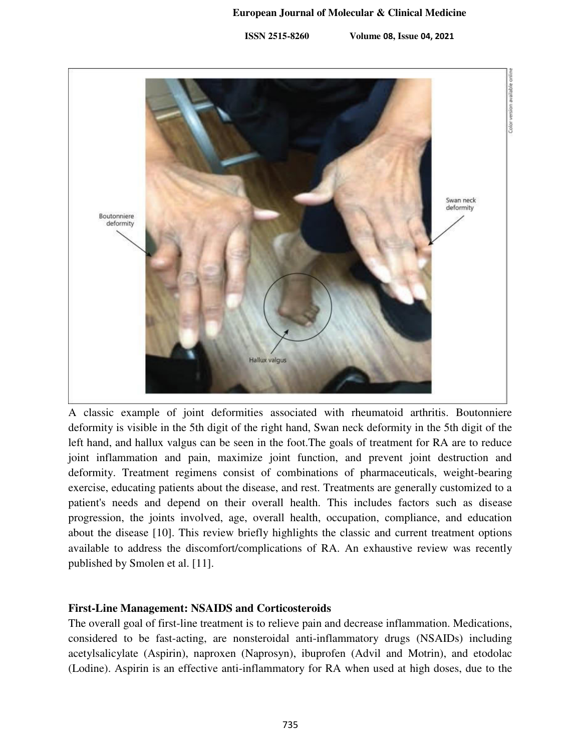A classic example of joint deformities associated with rheumatoid arthritis. Boutonniere deformity is visible in the 5th digit of the right hand, Swan neck deformity in the 5th digit of the left hand, and hallux valgus can be seen in the foot.The goals of treatment for RA are to reduce joint inflammation and pain, maximize joint function, and prevent joint destruction and deformity. Treatment regimens consist of combinations of pharmaceuticals, weight-bearing exercise, educating patients about the disease, and rest. Treatments are generally customized to a patient's needs and depend on their overall health. This includes factors such as disease progression, the joints involved, age, overall health, occupation, compliance, and education about the disease [10]. This review briefly highlights the classic and current treatment options available to address the discomfort/complications of RA. An exhaustive review was recently published by Smolen et al. [11].

## First-Line Management: NSAIDS and Corticosteroids

The overall goal of first-line treatment is to relieve pain and decrease inflammation. Medications, considered to be fast-acting, are nonsteroidal anti-inflammatory drugs (NSAIDs) including acetylsalicylate (Aspirin), naproxen (Naprosyn), ibuprofen (Advil and Motrin), and etodolac (Lodine). Aspirin is an effective anti-inflammatory for RA when used at high doses, due to the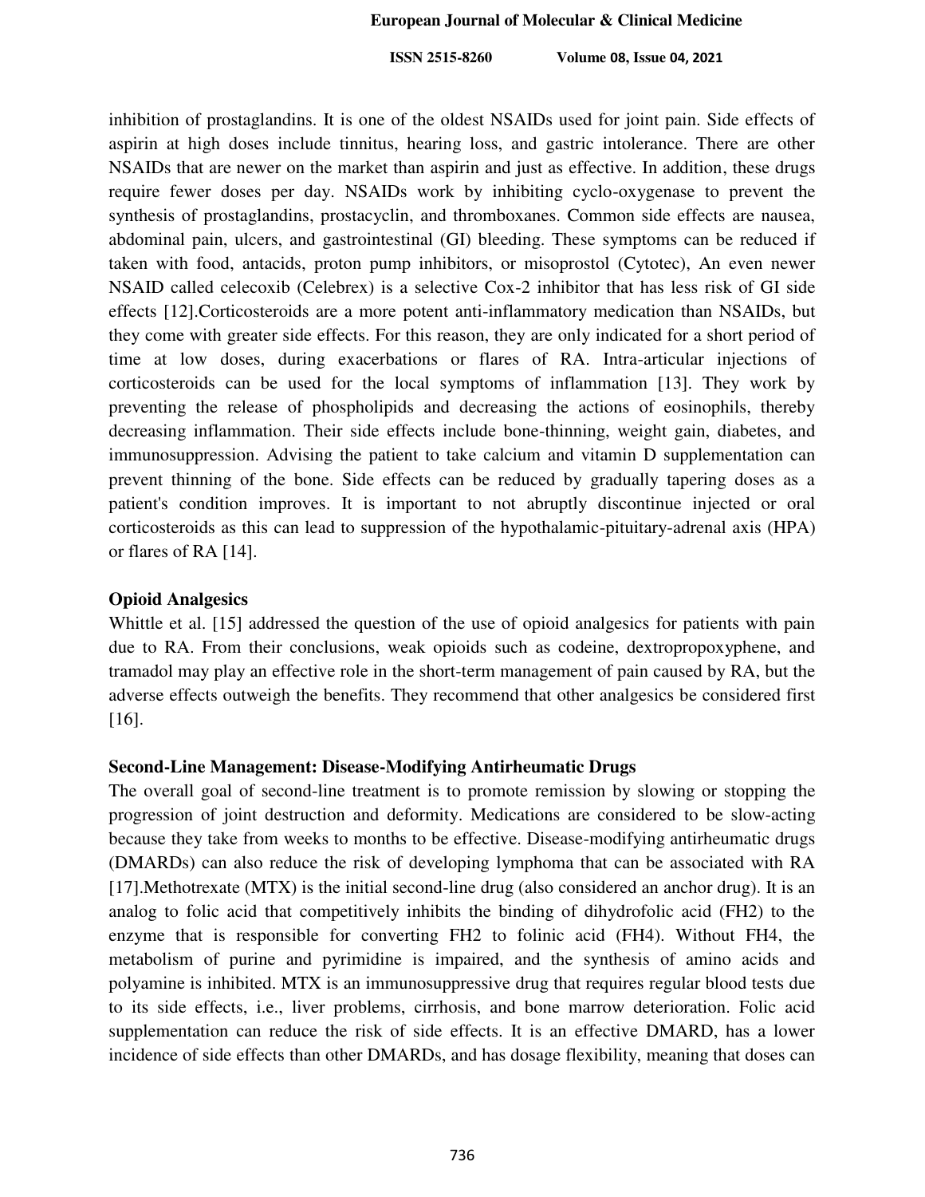inhibition of prostaglandins. It is one of the oldest NSAIDs used for joint pain. Side effects of aspirin at high doses include tinnitus, hearing loss, and gastric intolerance. There are other NSAIDs that are newer on the market than aspirin and just as effective. In addition, these drugs require fewer doses per day. NSAIDs work by inhibiting cyclo-oxygenase to prevent the synthesis of prostaglandins, prostacyclin, and thromboxanes. Common side effects are nausea, abdominal pain, ulcers, and gastrointestinal (GI) bleeding. These symptoms can be reduced if taken with food, antacids, proton pump inhibitors, or misoprostol (Cytotec), An even newer NSAID called celecoxib (Celebrex) is a selective Cox-2 inhibitor that has less risk of GI side effects [12].Corticosteroids are a more potent anti-inflammatory medication than NSAIDs, but they come with greater side effects. For this reason, they are only indicated for a short period of time at low doses, during exacerbations or flares of RA. Intra-articular injections of corticosteroids can be used for the local symptoms of inflammation [13]. They work by preventing the release of phospholipids and decreasing the actions of eosinophils, thereby decreasing inflammation. Their side effects include bone-thinning, weight gain, diabetes, and immunosuppression. Advising the patient to take calcium and vitamin D supplementation can prevent thinning of the bone. Side effects can be reduced by gradually tapering doses as a patient's condition improves. It is important to not abruptly discontinue injected or oral corticosteroids as this can lead to suppression of the hypothalamic-pituitary-adrenal axis (HPA) or flares of RA [14].

**Opioid Analgesics**

Whittle et al. [15] addressed the question of the use of opioid analgesics for patients with pain due to RA. From their conclusions, weak opioids such as codeine, dextropropoxyphene, and tramadol may play an effective role in the short-term management of pain caused by RA, but the adverse effects outweigh the benefits. They recommend that other analgesics be considered first [16].

**Second-Line Management: Disease-Modifying Antirheumatic Drugs**

The overall goal of second-line treatment is to promote remission by slowing or stopping the progression of joint destruction and deformity. Medications are considered to be slow-acting because they take from weeks to months to be effective. Disease-modifying antirheumatic drugs (DMARDs) can also reduce the risk of developing lymphoma that can be associated with RA [17].Methotrexate (MTX) is the initial second-line drug (also considered an anchor drug). It is an analog to folic acid that competitively inhibits the binding of dihydrofolic acid (FH2) to the enzyme that is responsible for converting FH2 to folinic acid (FH4). Without FH4, the metabolism of purine and pyrimidine is impaired, and the synthesis of amino acids and polyamine is inhibited. MTX is an immunosuppressive drug that requires regular blood tests due to its side effects, i.e., liver problems, cirrhosis, and bone marrow deterioration. Folic acid supplementation can reduce the risk of side effects. It is an effective DMARD, has a lower incidence of side effects than other DMARDs, and has dosage flexibility, meaning that doses can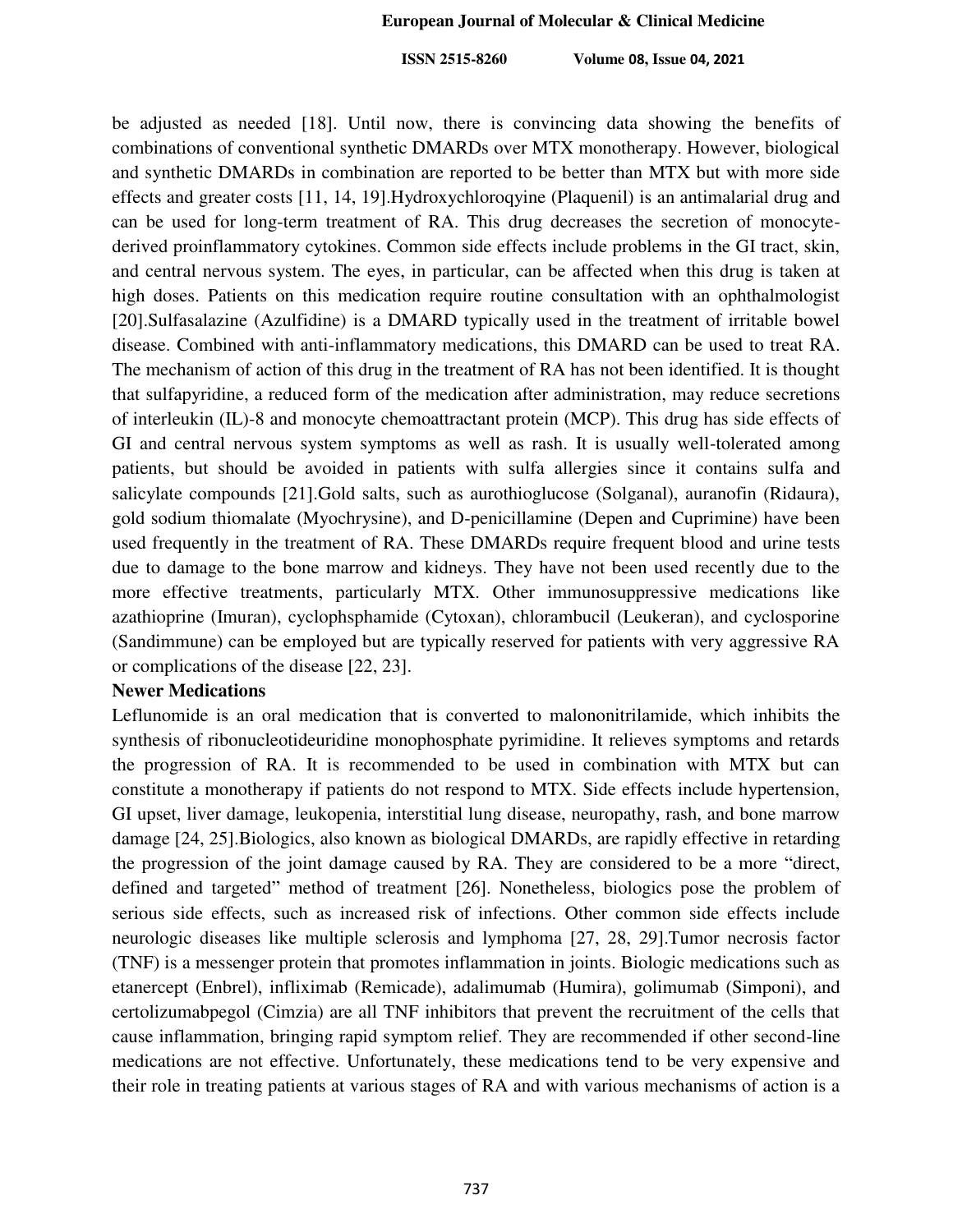be adjusted as needed [18]. Until now, there is convincing data showing the benefits of combinations of conventional synthetic DMARDs over MTX monotherapy. However, biological and synthetic DMARDs in combination are reported to be better than MTX but with more side effects and greater costs [11, 14, 19].Hydroxychloroqyine (Plaquenil) is an antimalarial drug and can be used for long-term treatment of RA. This drug decreases the secretion of monocyte-derived proinflammatory cytokines. Common side effects include problems in the GI tract, skin, and central nervous system. The eyes, in particular, can be affected when this drug is taken at high doses. Patients on this medication require routine consultation with an ophthalmologist [20].Sulfasalazine (Azulfidine) is a DMARD typically used in the treatment of irritable bowel disease. Combined with anti-inflammatory medications, this DMARD can be used to treat RA. The mechanism of action of this drug in the treatment of RA has not been identified. It is thought that sulfapyridine, a reduced form of the medication after administration, may reduce secretions of interleukin (IL)-8 and monocyte chemoattractant protein (MCP). This drug has side effects of GI and central nervous system symptoms as well as rash. It is usually well-tolerated among patients, but should be avoided in patients with sulfa allergies since it contains sulfa and salicylate compounds [21].Gold salts, such as aurothioglucose (Solganal), auranofin (Ridaura), gold sodium thiomalate (Myochrysine), and D-penicillamine (Depen and Cuprimine) have been used frequently in the treatment of RA. These DMARDs require frequent blood and urine tests due to damage to the bone marrow and kidneys. They have not been used recently due to the more effective treatments, particularly MTX. Other immunosuppressive medications like azathioprine (Imuran), cyclophsphamide (Cytoxan), chlorambucil (Leukeran), and cyclosporine (Sandimmune) can be employed but are typically reserved for patients with very aggressive RA or complications of the disease [22, 23].

**Newer Medications**

Leflunomide is an oral medication that is converted to malononitrilamide, which inhibits the synthesis of ribonucleotideuridine monophosphate pyrimidine. It relieves symptoms and retards the progression of RA. It is recommended to be used in combination with MTX but can constitute a monotherapy if patients do not respond to MTX. Side effects include hypertension, GI upset, liver damage, leukopenia, interstitial lung disease, neuropathy, rash, and bone marrow damage [24, 25].Biologics, also known as biological DMARDs, are rapidly effective in retarding the progression of the joint damage caused by RA. They are considered to be a more "direct, defined and targeted" method of treatment [26]. Nonetheless, biologics pose the problem of serious side effects, such as increased risk of infections. Other common side effects include neurologic diseases like multiple sclerosis and lymphoma [27, 28, 29].Tumor necrosis factor (TNF) is a messenger protein that promotes inflammation in joints. Biologic medications such as etanercept (Enbrel), infliximab (Remicade), adalimumab (Humira), golimumab (Simponi), and certolizumabpegol (Cimzia) are all TNF inhibitors that prevent the recruitment of the cells that cause inflammation, bringing rapid symptom relief. They are recommended if other second-line medications are not effective. Unfortunately, these medications tend to be very expensive and their role in treating patients at various stages of RA and with various mechanisms of action is a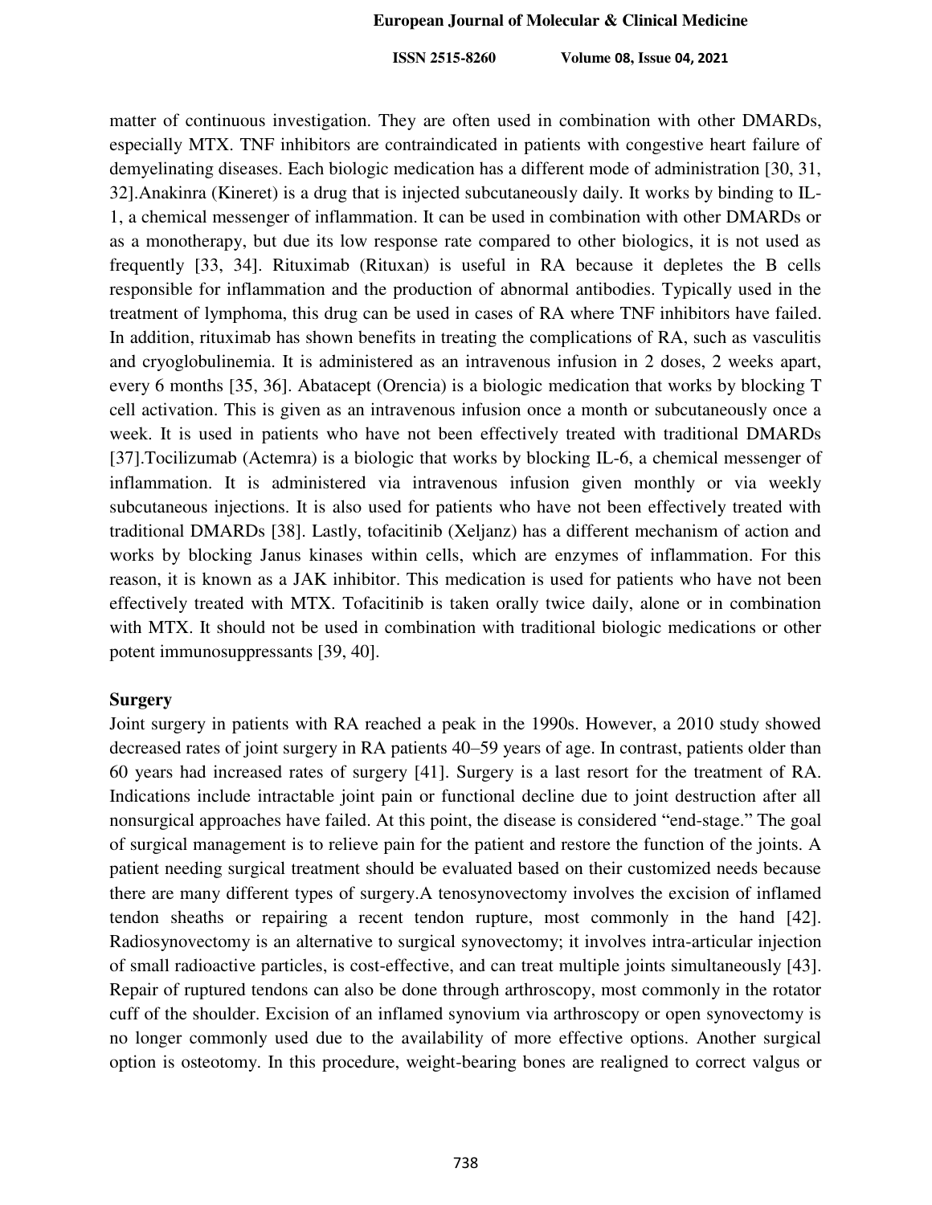matter of continuous investigation. They are often used in combination with other DMARDs, especially MTX. TNF inhibitors are contraindicated in patients with congestive heart failure of demyelinating diseases. Each biologic medication has a different mode of administration [30, 31, 32].Anakinra (Kineret) is a drug that is injected subcutaneously daily. It works by binding to IL-1, a chemical messenger of inflammation. It can be used in combination with other DMARDs or as a monotherapy, but due its low response rate compared to other biologics, it is not used as frequently [33, 34]. Rituximab (Rituxan) is useful in RA because it depletes the B cells responsible for inflammation and the production of abnormal antibodies. Typically used in the treatment of lymphoma, this drug can be used in cases of RA where TNF inhibitors have failed. In addition, rituximab has shown benefits in treating the complications of RA, such as vasculitis and cryoglobulinemia. It is administered as an intravenous infusion in 2 doses, 2 weeks apart, every 6 months [35, 36]. Abatacept (Orencia) is a biologic medication that works by blocking T cell activation. This is given as an intravenous infusion once a month or subcutaneously once a week. It is used in patients who have not been effectively treated with traditional DMARDs [37].Tocilizumab (Actemra) is a biologic that works by blocking IL-6, a chemical messenger of inflammation. It is administered via intravenous infusion given monthly or via weekly subcutaneous injections. It is also used for patients who have not been effectively treated with traditional DMARDs [38]. Lastly, tofacitinib (Xeljanz) has a different mechanism of action and works by blocking Janus kinases within cells, which are enzymes of inflammation. For this reason, it is known as a JAK inhibitor. This medication is used for patients who have not been effectively treated with MTX. Tofacitinib is taken orally twice daily, alone or in combination with MTX. It should not be used in combination with traditional biologic medications or other potent immunosuppressants [39, 40].

**Surgery**

Joint surgery in patients with RA reached a peak in the 1990s. However, a 2010 study showed decreased rates of joint surgery in RA patients 40–59 years of age. In contrast, patients older than 60 years had increased rates of surgery [41]. Surgery is a last resort for the treatment of RA. Indications include intractable joint pain or functional decline due to joint destruction after all nonsurgical approaches have failed. At this point, the disease is considered "end-stage." The goal of surgical management is to relieve pain for the patient and restore the function of the joints. A patient needing surgical treatment should be evaluated based on their customized needs because there are many different types of surgery.A tenosynovectomy involves the excision of inflamed tendon sheaths or repairing a recent tendon rupture, most commonly in the hand [42]. Radiosynovectomy is an alternative to surgical synovectomy; it involves intra-articular injection of small radioactive particles, is cost-effective, and can treat multiple joints simultaneously [43]. Repair of ruptured tendons can also be done through arthroscopy, most commonly in the rotator cuff of the shoulder. Excision of an inflamed synovium via arthroscopy or open synovectomy is no longer commonly used due to the availability of more effective options. Another surgical option is osteotomy. In this procedure, weight-bearing bones are realigned to correct valgus or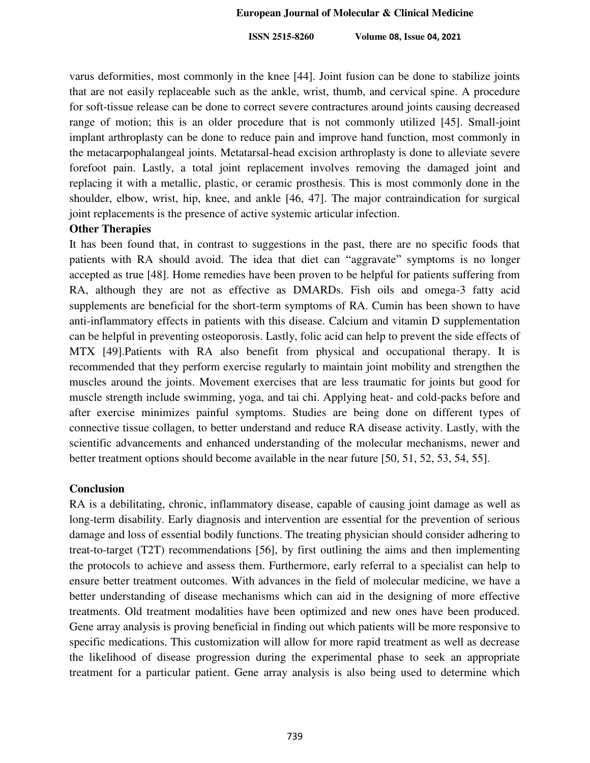varus deformities, most commonly in the knee [44]. Joint fusion can be done to stabilize joints that are not easily replaceable such as the ankle, wrist, thumb, and cervical spine. A procedure for soft-tissue release can be done to correct severe contractures around joints causing decreased range of motion; this is an older procedure that is not commonly utilized [45]. Small-joint implant arthroplasty can be done to reduce pain and improve hand function, most commonly in the metacarpophalangeal joints. Metatarsal-head excision arthroplasty is done to alleviate severe forefoot pain. Lastly, a total joint replacement involves removing the damaged joint and replacing it with a metallic, plastic, or ceramic prosthesis. This is most commonly done in the shoulder, elbow, wrist, hip, knee, and ankle [46, 47]. The major contraindication for surgical joint replacements is the presence of active systemic articular infection.

**Other Therapies**

It has been found that, in contrast to suggestions in the past, there are no specific foods that patients with RA should avoid. The idea that diet can "aggravate" symptoms is no longer accepted as true [48]. Home remedies have been proven to be helpful for patients suffering from RA, although they are not as effective as DMARDs. Fish oils and omega-3 fatty acid supplements are beneficial for the short-term symptoms of RA. Cumin has been shown to have anti-inflammatory effects in patients with this disease. Calcium and vitamin D supplementation can be helpful in preventing osteoporosis. Lastly, folic acid can help to prevent the side effects of MTX [49].Patients with RA also benefit from physical and occupational therapy. It is recommended that they perform exercise regularly to maintain joint mobility and strengthen the muscles around the joints. Movement exercises that are less traumatic for joints but good for muscle strength include swimming, yoga, and tai chi. Applying heat- and cold-packs before and after exercise minimizes painful symptoms. Studies are being done on different types of connective tissue collagen, to better understand and reduce RA disease activity. Lastly, with the scientific advancements and enhanced understanding of the molecular mechanisms, newer and better treatment options should become available in the near future [50, 51, 52, 53, 54, 55].

## Conclusion

RA is a debilitating, chronic, inflammatory disease, capable of causing joint damage as well as long-term disability. Early diagnosis and intervention are essential for the prevention of serious damage and loss of essential bodily functions. The treating physician should consider adhering to treat-to-target (T2T) recommendations [56], by first outlining the aims and then implementing the protocols to achieve and assess them. Furthermore, early referral to a specialist can help to ensure better treatment outcomes. With advances in the field of molecular medicine, we have a better understanding of disease mechanisms which can aid in the designing of more effective treatments. Old treatment modalities have been optimized and new ones have been produced. Gene array analysis is proving beneficial in finding out which patients will be more responsive to specific medications. This customization will allow for more rapid treatment as well as decrease the likelihood of disease progression during the experimental phase to seek an appropriate treatment for a particular patient. Gene array analysis is also being used to determine which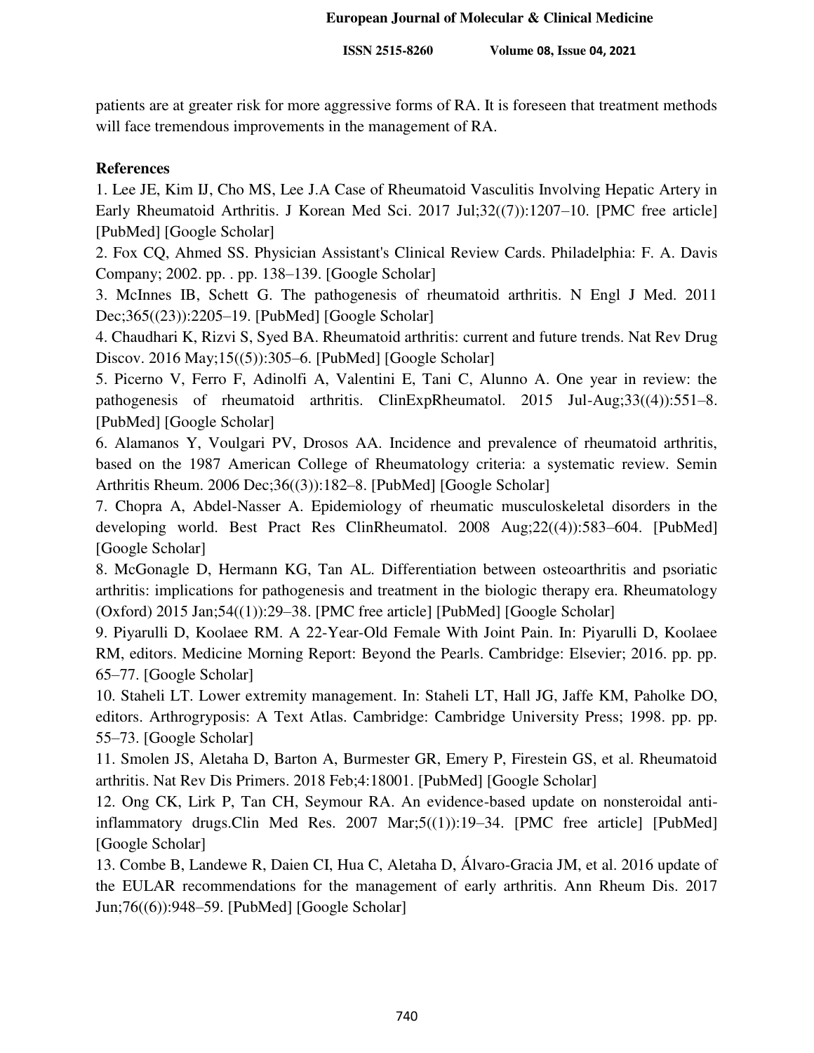patients are at greater risk for more aggressive forms of RA. It is foreseen that treatment methods will face tremendous improvements in the management of RA.

## References

1. Lee JE, Kim IJ, Cho MS, Lee J.A Case of Rheumatoid Vasculitis Involving Hepatic Artery in Early Rheumatoid Arthritis. J Korean Med Sci. 2017 Jul;32((7)):1207–10. [PMC free article] [PubMed] [Google Scholar]
2. Fox CQ, Ahmed SS. Physician Assistant's Clinical Review Cards. Philadelphia: F. A. Davis Company; 2002. pp. . pp. 138–139. [Google Scholar]
3. McInnes IB, Schett G. The pathogenesis of rheumatoid arthritis. N Engl J Med. 2011 Dec;365((23)):2205–19. [PubMed] [Google Scholar]
4. Chaudhari K, Rizvi S, Syed BA. Rheumatoid arthritis: current and future trends. Nat Rev Drug Discov. 2016 May;15((5)):305–6. [PubMed] [Google Scholar]
5. Picerno V, Ferro F, Adinolfi A, Valentini E, Tani C, Alunno A. One year in review: the pathogenesis of rheumatoid arthritis. ClinExpRheumatol. 2015 Jul-Aug;33((4)):551–8. [PubMed] [Google Scholar]
6. Alamanos Y, Voulgari PV, Drosos AA. Incidence and prevalence of rheumatoid arthritis, based on the 1987 American College of Rheumatology criteria: a systematic review. Semin Arthritis Rheum. 2006 Dec;36((3)):182–8. [PubMed] [Google Scholar]
7. Chopra A, Abdel-Nasser A. Epidemiology of rheumatic musculoskeletal disorders in the developing world. Best Pract Res ClinRheumatol. 2008 Aug;22((4)):583–604. [PubMed] [Google Scholar]
8. McGonagle D, Hermann KG, Tan AL. Differentiation between osteoarthritis and psoriatic arthritis: implications for pathogenesis and treatment in the biologic therapy era. Rheumatology (Oxford) 2015 Jan;54((1)):29–38. [PMC free article] [PubMed] [Google Scholar]
9. Piyarulli D, Koolaee RM. A 22-Year-Old Female With Joint Pain. In: Piyarulli D, Koolaee RM, editors. Medicine Morning Report: Beyond the Pearls. Cambridge: Elsevier; 2016. pp. pp. 65–77. [Google Scholar]
10. Staheli LT. Lower extremity management. In: Staheli LT, Hall JG, Jaffe KM, Paholke DO, editors. Arthrogryposis: A Text Atlas. Cambridge: Cambridge University Press; 1998. pp. pp. 55–73. [Google Scholar]
11. Smolen JS, Aletaha D, Barton A, Burmester GR, Emery P, Firestein GS, et al. Rheumatoid arthritis. Nat Rev Dis Primers. 2018 Feb;4:18001. [PubMed] [Google Scholar]
12. Ong CK, Lirk P, Tan CH, Seymour RA. An evidence-based update on nonsteroidal anti-inflammatory drugs.Clin Med Res. 2007 Mar;5((1)):19–34. [PMC free article] [PubMed] [Google Scholar]
13. Combe B, Landewe R, Daien CI, Hua C, Aletaha D, Álvaro-Gracia JM, et al. 2016 update of the EULAR recommendations for the management of early arthritis. Ann Rheum Dis. 2017 Jun;76((6)):948–59. [PubMed] [Google Scholar]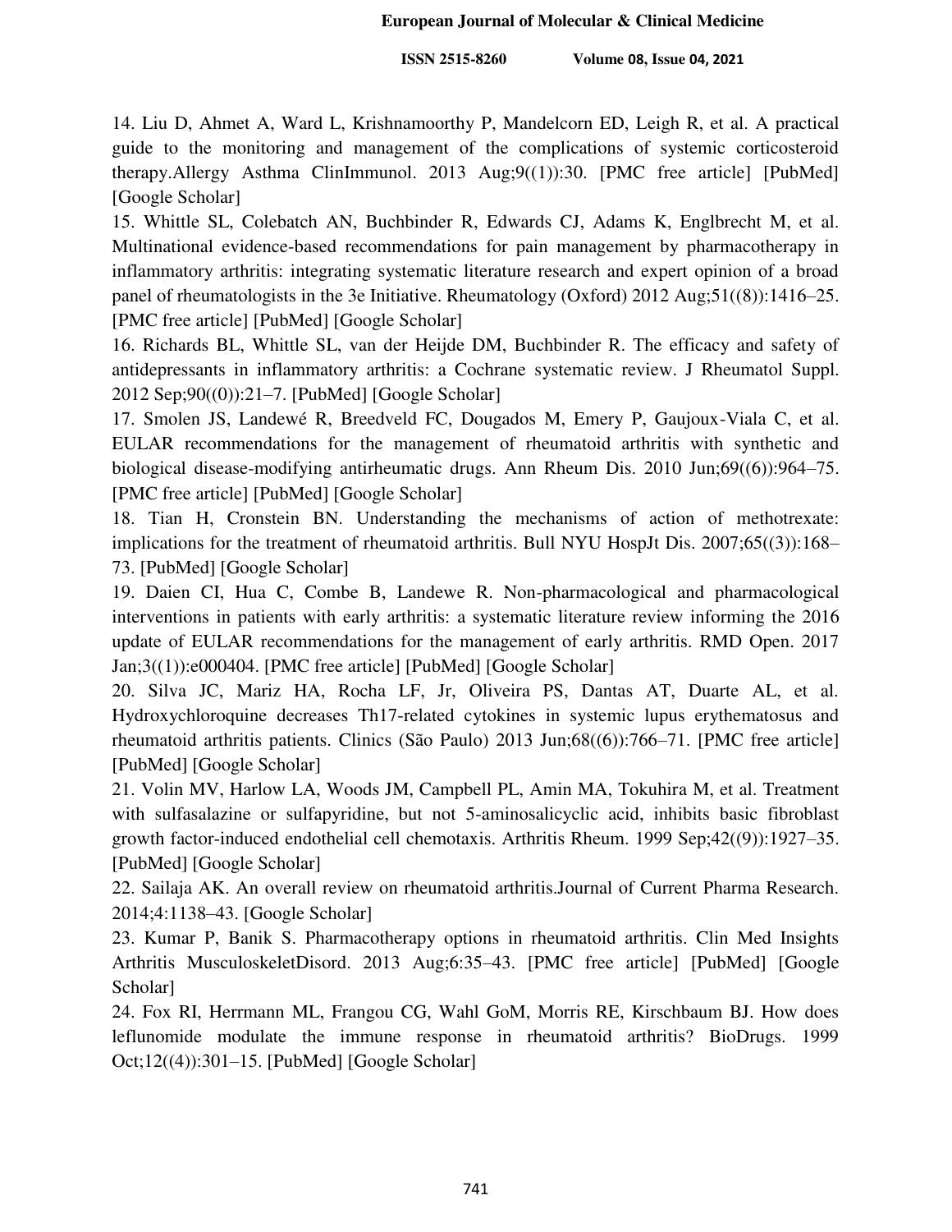14. Liu D, Ahmet A, Ward L, Krishnamoorthy P, Mandelcorn ED, Leigh R, et al. A practical guide to the monitoring and management of the complications of systemic corticosteroid therapy.Allergy Asthma ClinImmunol. 2013 Aug;9((1)):30. [PMC free article] [PubMed] [Google Scholar]

15. Whittle SL, Colebatch AN, Buchbinder R, Edwards CJ, Adams K, Englbrecht M, et al. Multinational evidence-based recommendations for pain management by pharmacotherapy in inflammatory arthritis: integrating systematic literature research and expert opinion of a broad panel of rheumatologists in the 3e Initiative. Rheumatology (Oxford) 2012 Aug;51((8)):1416–25. [PMC free article] [PubMed] [Google Scholar]

16. Richards BL, Whittle SL, van der Heijde DM, Buchbinder R. The efficacy and safety of antidepressants in inflammatory arthritis: a Cochrane systematic review. J Rheumatol Suppl. 2012 Sep;90((0)):21–7. [PubMed] [Google Scholar]

17. Smolen JS, Landewé R, Breedveld FC, Dougados M, Emery P, Gaujoux-Viala C, et al. EULAR recommendations for the management of rheumatoid arthritis with synthetic and biological disease-modifying antirheumatic drugs. Ann Rheum Dis. 2010 Jun;69((6)):964–75. [PMC free article] [PubMed] [Google Scholar]

18. Tian H, Cronstein BN. Understanding the mechanisms of action of methotrexate: implications for the treatment of rheumatoid arthritis. Bull NYU HospJt Dis. 2007;65((3)):168–73. [PubMed] [Google Scholar]

19. Daien CI, Hua C, Combe B, Landewe R. Non-pharmacological and pharmacological interventions in patients with early arthritis: a systematic literature review informing the 2016 update of EULAR recommendations for the management of early arthritis. RMD Open. 2017 Jan;3((1)):e000404. [PMC free article] [PubMed] [Google Scholar]

20. Silva JC, Mariz HA, Rocha LF, Jr, Oliveira PS, Dantas AT, Duarte AL, et al. Hydroxychloroquine decreases Th17-related cytokines in systemic lupus erythematosus and rheumatoid arthritis patients. Clinics (São Paulo) 2013 Jun;68((6)):766–71. [PMC free article] [PubMed] [Google Scholar]

21. Volin MV, Harlow LA, Woods JM, Campbell PL, Amin MA, Tokuhira M, et al. Treatment with sulfasalazine or sulfapyridine, but not 5-aminosalicyclic acid, inhibits basic fibroblast growth factor-induced endothelial cell chemotaxis. Arthritis Rheum. 1999 Sep;42((9)):1927–35. [PubMed] [Google Scholar]

22. Sailaja AK. An overall review on rheumatoid arthritis.Journal of Current Pharma Research. 2014;4:1138–43. [Google Scholar]

23. Kumar P, Banik S. Pharmacotherapy options in rheumatoid arthritis. Clin Med Insights Arthritis MusculoskeletDisord. 2013 Aug;6:35–43. [PMC free article] [PubMed] [Google Scholar]

24. Fox RI, Herrmann ML, Frangou CG, Wahl GoM, Morris RE, Kirschbaum BJ. How does leflunomide modulate the immune response in rheumatoid arthritis? BioDrugs. 1999 Oct;12((4)):301–15. [PubMed] [Google Scholar]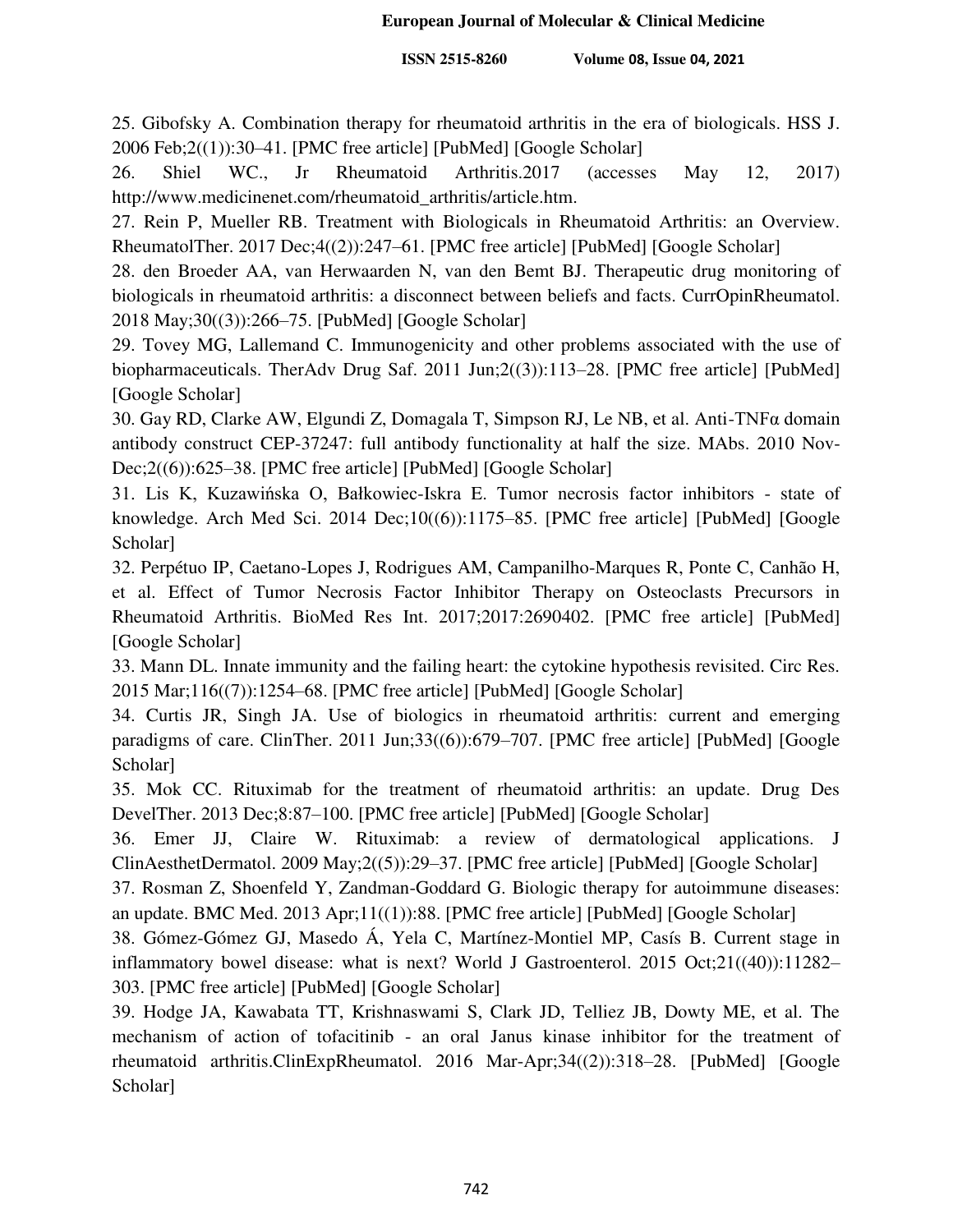25. Gibofsky A. Combination therapy for rheumatoid arthritis in the era of biologicals. HSS J. 2006 Feb;2((1)):30–41. [PMC free article] [PubMed] [Google Scholar]

26. Shiel WC., Jr Rheumatoid Arthritis.2017 (accesses May 12, 2017) http://www.medicinenet.com/rheumatoid_arthritis/article.htm.

27. Rein P, Mueller RB. Treatment with Biologicals in Rheumatoid Arthritis: an Overview. RheumatolTher. 2017 Dec;4((2)):247–61. [PMC free article] [PubMed] [Google Scholar]

28. den Broeder AA, van Herwaarden N, van den Bemt BJ. Therapeutic drug monitoring of biologicals in rheumatoid arthritis: a disconnect between beliefs and facts. CurrOpinRheumatol. 2018 May;30((3)):266–75. [PubMed] [Google Scholar]

29. Tovey MG, Lallemand C. Immunogenicity and other problems associated with the use of biopharmaceuticals. TherAdv Drug Saf. 2011 Jun;2((3)):113–28. [PMC free article] [PubMed] [Google Scholar]

30. Gay RD, Clarke AW, Elgundi Z, Domagala T, Simpson RJ, Le NB, et al. Anti-TNFα domain antibody construct CEP-37247: full antibody functionality at half the size. MAbs. 2010 Nov-Dec;2((6)):625–38. [PMC free article] [PubMed] [Google Scholar]

31. Lis K, Kuzawińska O, Bałkowiec-Iskra E. Tumor necrosis factor inhibitors - state of knowledge. Arch Med Sci. 2014 Dec;10((6)):1175–85. [PMC free article] [PubMed] [Google Scholar]

32. Perpétuo IP, Caetano-Lopes J, Rodrigues AM, Campanilho-Marques R, Ponte C, Canhão H, et al. Effect of Tumor Necrosis Factor Inhibitor Therapy on Osteoclasts Precursors in Rheumatoid Arthritis. BioMed Res Int. 2017;2017:2690402. [PMC free article] [PubMed] [Google Scholar]

33. Mann DL. Innate immunity and the failing heart: the cytokine hypothesis revisited. Circ Res. 2015 Mar;116((7)):1254–68. [PMC free article] [PubMed] [Google Scholar]

34. Curtis JR, Singh JA. Use of biologics in rheumatoid arthritis: current and emerging paradigms of care. ClinTher. 2011 Jun;33((6)):679–707. [PMC free article] [PubMed] [Google Scholar]

35. Mok CC. Rituximab for the treatment of rheumatoid arthritis: an update. Drug Des DevelTher. 2013 Dec;8:87–100. [PMC free article] [PubMed] [Google Scholar]

36. Emer JJ, Claire W. Rituximab: a review of dermatological applications. J ClinAesthetDermatol. 2009 May;2((5)):29–37. [PMC free article] [PubMed] [Google Scholar]

37. Rosman Z, Shoenfeld Y, Zandman-Goddard G. Biologic therapy for autoimmune diseases: an update. BMC Med. 2013 Apr;11((1)):88. [PMC free article] [PubMed] [Google Scholar]

38. Gómez-Gómez GJ, Masedo Á, Yela C, Martínez-Montiel MP, Casís B. Current stage in inflammatory bowel disease: what is next? World J Gastroenterol. 2015 Oct;21((40)):11282–303. [PMC free article] [PubMed] [Google Scholar]

39. Hodge JA, Kawabata TT, Krishnaswami S, Clark JD, Telliez JB, Dowty ME, et al. The mechanism of action of tofacitinib - an oral Janus kinase inhibitor for the treatment of rheumatoid arthritis.ClinExpRheumatol. 2016 Mar-Apr;34((2)):318–28. [PubMed] [Google Scholar]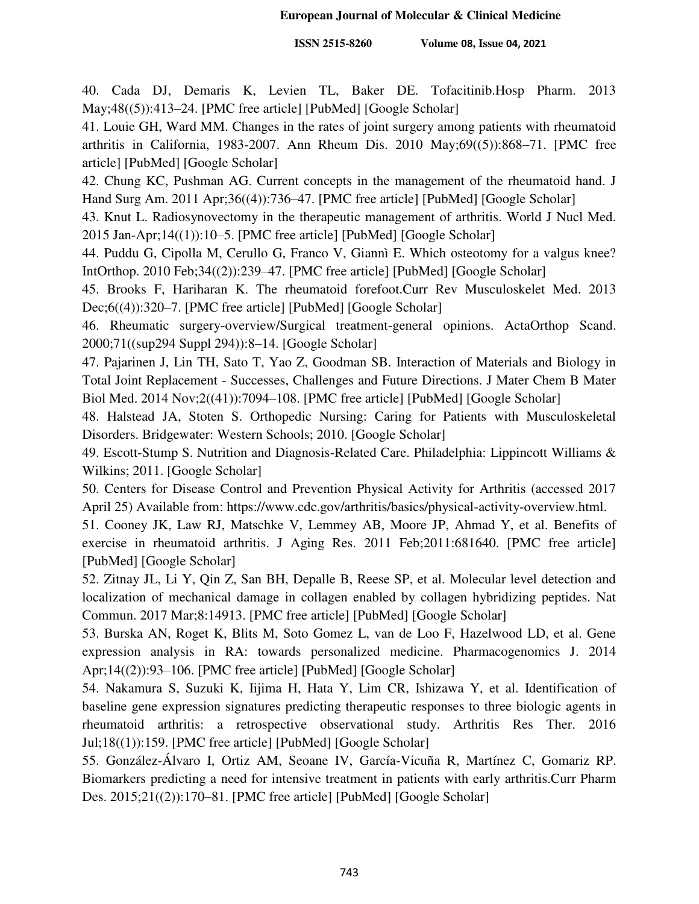40. Cada DJ, Demaris K, Levien TL, Baker DE. Tofacitinib.Hosp Pharm. 2013 May;48((5)):413–24. [PMC free article] [PubMed] [Google Scholar]

41. Louie GH, Ward MM. Changes in the rates of joint surgery among patients with rheumatoid arthritis in California, 1983-2007. Ann Rheum Dis. 2010 May;69((5)):868–71. [PMC free article] [PubMed] [Google Scholar]

42. Chung KC, Pushman AG. Current concepts in the management of the rheumatoid hand. J Hand Surg Am. 2011 Apr;36((4)):736–47. [PMC free article] [PubMed] [Google Scholar]

43. Knut L. Radiosynovectomy in the therapeutic management of arthritis. World J Nucl Med. 2015 Jan-Apr;14((1)):10–5. [PMC free article] [PubMed] [Google Scholar]

44. Puddu G, Cipolla M, Cerullo G, Franco V, Giannì E. Which osteotomy for a valgus knee? IntOrthop. 2010 Feb;34((2)):239–47. [PMC free article] [PubMed] [Google Scholar]

45. Brooks F, Hariharan K. The rheumatoid forefoot.Curr Rev Musculoskelet Med. 2013 Dec;6((4)):320–7. [PMC free article] [PubMed] [Google Scholar]

46. Rheumatic surgery-overview/Surgical treatment-general opinions. ActaOrthop Scand. 2000;71((sup294 Suppl 294)):8–14. [Google Scholar]

47. Pajarinen J, Lin TH, Sato T, Yao Z, Goodman SB. Interaction of Materials and Biology in Total Joint Replacement - Successes, Challenges and Future Directions. J Mater Chem B Mater Biol Med. 2014 Nov;2((41)):7094–108. [PMC free article] [PubMed] [Google Scholar]

48. Halstead JA, Stoten S. Orthopedic Nursing: Caring for Patients with Musculoskeletal Disorders. Bridgewater: Western Schools; 2010. [Google Scholar]

49. Escott-Stump S. Nutrition and Diagnosis-Related Care. Philadelphia: Lippincott Williams & Wilkins; 2011. [Google Scholar]

50. Centers for Disease Control and Prevention Physical Activity for Arthritis (accessed 2017 April 25) Available from: https://www.cdc.gov/arthritis/basics/physical-activity-overview.html.

51. Cooney JK, Law RJ, Matschke V, Lemmey AB, Moore JP, Ahmad Y, et al. Benefits of exercise in rheumatoid arthritis. J Aging Res. 2011 Feb;2011:681640. [PMC free article] [PubMed] [Google Scholar]

52. Zitnay JL, Li Y, Qin Z, San BH, Depalle B, Reese SP, et al. Molecular level detection and localization of mechanical damage in collagen enabled by collagen hybridizing peptides. Nat Commun. 2017 Mar;8:14913. [PMC free article] [PubMed] [Google Scholar]

53. Burska AN, Roget K, Blits M, Soto Gomez L, van de Loo F, Hazelwood LD, et al. Gene expression analysis in RA: towards personalized medicine. Pharmacogenomics J. 2014 Apr;14((2)):93–106. [PMC free article] [PubMed] [Google Scholar]

54. Nakamura S, Suzuki K, Iijima H, Hata Y, Lim CR, Ishizawa Y, et al. Identification of baseline gene expression signatures predicting therapeutic responses to three biologic agents in rheumatoid arthritis: a retrospective observational study. Arthritis Res Ther. 2016 Jul;18((1)):159. [PMC free article] [PubMed] [Google Scholar]

55. González-Álvaro I, Ortiz AM, Seoane IV, García-Vicuña R, Martínez C, Gomariz RP. Biomarkers predicting a need for intensive treatment in patients with early arthritis.Curr Pharm Des. 2015;21((2)):170–81. [PMC free article] [PubMed] [Google Scholar]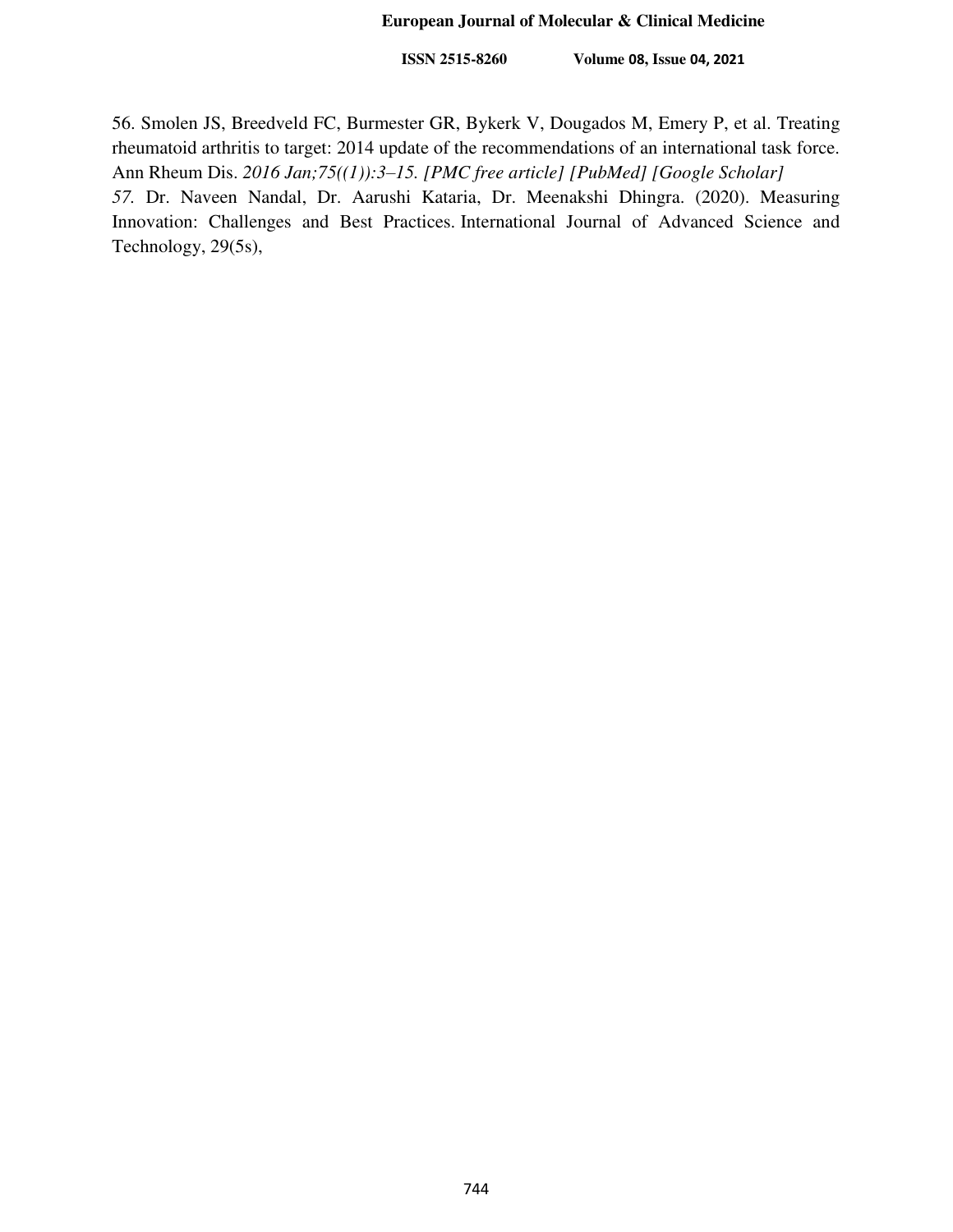56. Smolen JS, Breedveld FC, Burmester GR, Bykerk V, Dougados M, Emery P, et al. Treating rheumatoid arthritis to target: 2014 update of the recommendations of an international task force. Ann Rheum Dis. *2016 Jan;75((1)):3–15. [PMC free article] [PubMed] [Google Scholar]*

*57.* Dr. Naveen Nandal, Dr. Aarushi Kataria, Dr. Meenakshi Dhingra. (2020). Measuring Innovation: Challenges and Best Practices. International Journal of Advanced Science and Technology, 29(5s),